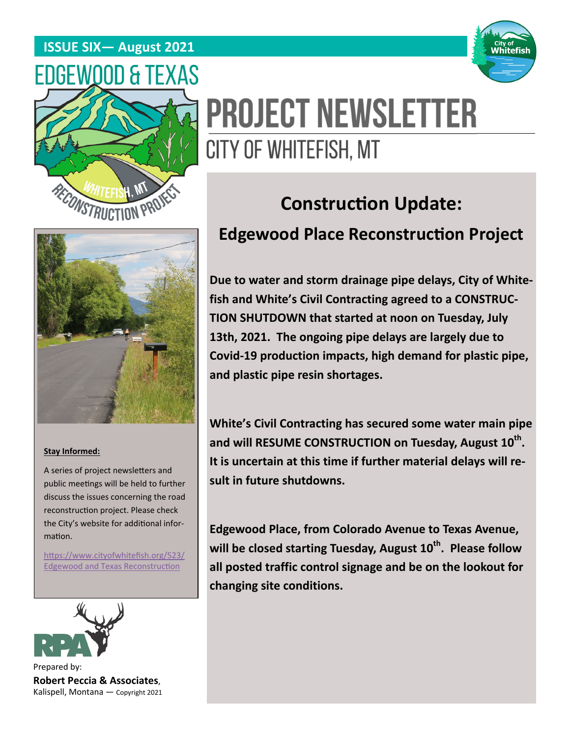**ISSUE SIX— August 2021**

# EDGEWOOD & TEXAS

# PROJECT NEWSLETTER

CITY OF WHITEFISH, MT

## Construction Update:

## Edgewood Place Reconstruction Project

**Due to water and storm drainage pipe delays, City of Whitefish and White's Civil Contracting agreed to a CONSTRUCTION SHUTDOWN that started at noon on Tuesday, July 13th, 2021. The ongoing pipe delays are largely due to Covid-19 production impacts, high demand for plastic pipe, and plastic pipe resin shortages.**

**White's Civil Contracting has secured some water main pipe and will RESUME CONSTRUCTION on Tuesday, August 10th. It is uncertain at this time if further material delays will result in future shutdowns.**

**Edgewood Place, from Colorado Avenue to Texas Avenue, will be closed starting Tuesday, August 10th. Please follow all posted traffic control signage and be on the lookout for changing site conditions.**

**Stay Informed:**

A series of project newsletters and public meetings will be held to further discuss the issues concerning the road reconstruction project. Please check the City's website for additional information.

https://www.cityofwhitefish.org/523/Edgewood and Texas Reconstruction

Prepared by:
**Robert Peccia & Associates**,
Kalispell, Montana — Copyright 2021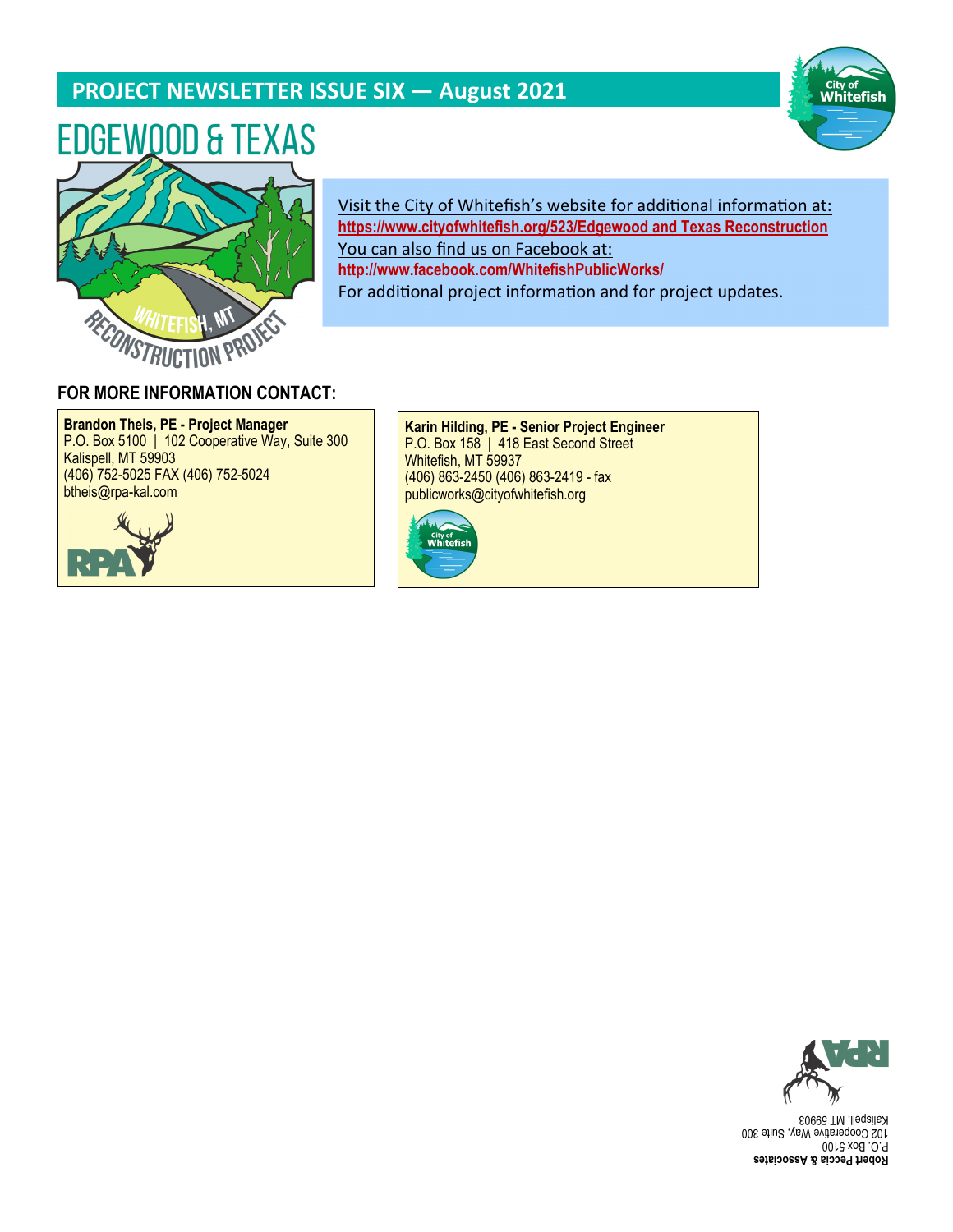## PROJECT NEWSLETTER ISSUE SIX — August 2021

# EDGEWOOD & TEXAS

WHITEFISH, MT

RECONSTRUCTION PROJECT

Visit the City of Whitefish's website for additional information at:
**https://www.cityofwhitefish.org/523/Edgewood and Texas Reconstruction**
You can also find us on Facebook at:
**http://www.facebook.com/WhitefishPublicWorks/**
For additional project information and for project updates.

### FOR MORE INFORMATION CONTACT:

**Brandon Theis, PE - Project Manager**
P.O. Box 5100 | 102 Cooperative Way, Suite 300
Kalispell, MT 59903
(406) 752-5025 FAX (406) 752-5024
btheis@rpa-kal.com

**Karin Hilding, PE - Senior Project Engineer**
P.O. Box 158 | 418 East Second Street
Whitefish, MT 59937
(406) 863-2450 (406) 863-2419 - fax
publicworks@cityofwhitefish.org

**Robert Peccia & Associates**
P.O. Box 5100
102 Cooperative Way, Suite 300
Kalispell, MT 59903